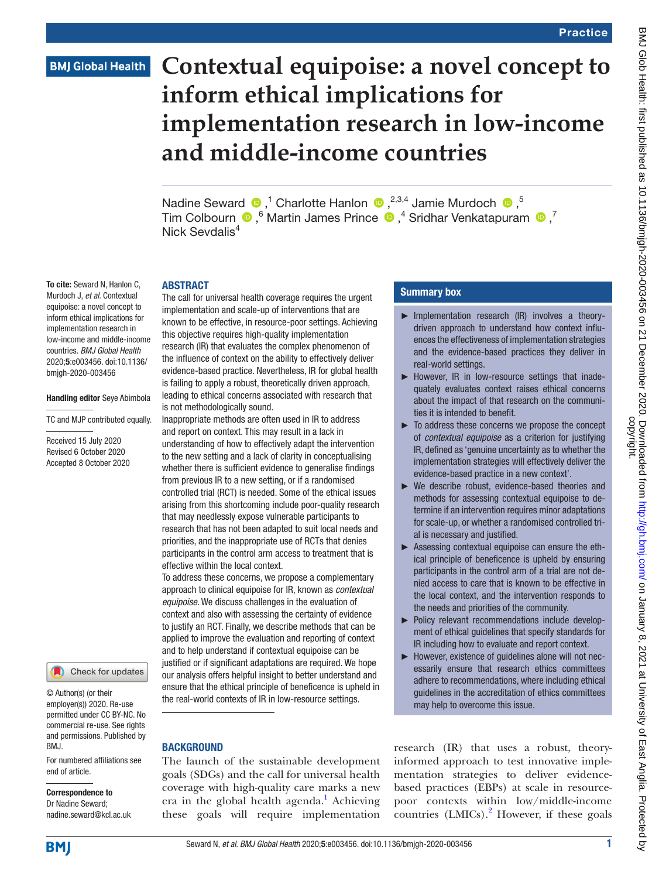# Contextual equipoise: a novel concept to inform ethical implications for implementation research in low-income and middle-income countries

Nadine Seward[1], Charlotte Hanlon[2,3,4], Jamie Murdoch[5], Tim Colbourn[6], Martin James Prince[4], Sridhar Venkatapuram[7], Nick Sevdalis[4]

**To cite:** Seward N, Hanlon C, Murdoch J, *et al*. Contextual equipoise: a novel concept to inform ethical implications for implementation research in low-income and middle-income countries. *BMJ Global Health* 2020;**5**:e003456. doi:10.1136/bmjgh-2020-003456

**Handling editor** Seye Abimbola

TC and MJP contributed equally.

Received 15 July 2020
Revised 6 October 2020
Accepted 8 October 2020

© Author(s) (or their employer(s)) 2020. Re-use permitted under CC BY-NC. No commercial re-use. See rights and permissions. Published by BMJ.

For numbered affiliations see end of article.

**Correspondence to**
Dr Nadine Seward;
nadine.seward@kcl.ac.uk

## ABSTRACT

The call for universal health coverage requires the urgent implementation and scale-up of interventions that are known to be effective, in resource-poor settings. Achieving this objective requires high-quality implementation research (IR) that evaluates the complex phenomenon of the influence of context on the ability to effectively deliver evidence-based practice. Nevertheless, IR for global health is failing to apply a robust, theoretically driven approach, leading to ethical concerns associated with research that is not methodologically sound.

Inappropriate methods are often used in IR to address and report on context. This may result in a lack in understanding of how to effectively adapt the intervention to the new setting and a lack of clarity in conceptualising whether there is sufficient evidence to generalise findings from previous IR to a new setting, or if a randomised controlled trial (RCT) is needed. Some of the ethical issues arising from this shortcoming include poor-quality research that may needlessly expose vulnerable participants to research that has not been adapted to suit local needs and priorities, and the inappropriate use of RCTs that denies participants in the control arm access to treatment that is effective within the local context.

To address these concerns, we propose a complementary approach to clinical equipoise for IR, known as *contextual equipoise*. We discuss challenges in the evaluation of context and also with assessing the certainty of evidence to justify an RCT. Finally, we describe methods that can be applied to improve the evaluation and reporting of context and to help understand if contextual equipoise can be justified or if significant adaptations are required. We hope our analysis offers helpful insight to better understand and ensure that the ethical principle of beneficence is upheld in the real-world contexts of IR in low-resource settings.

## Summary box

- Implementation research (IR) involves a theory-driven approach to understand how context influences the effectiveness of implementation strategies and the evidence-based practices they deliver in real-world settings.
- However, IR in low-resource settings that inadequately evaluates context raises ethical concerns about the impact of that research on the communities it is intended to benefit.
- To address these concerns we propose the concept of *contextual equipoise* as a criterion for justifying IR, defined as 'genuine uncertainty as to whether the implementation strategies will effectively deliver the evidence-based practice in a new context'.
- We describe robust, evidence-based theories and methods for assessing contextual equipoise to determine if an intervention requires minor adaptations for scale-up, or whether a randomised controlled trial is necessary and justified.
- Assessing contextual equipoise can ensure the ethical principle of beneficence is upheld by ensuring participants in the control arm of a trial are not denied access to care that is known to be effective in the local context, and the intervention responds to the needs and priorities of the community.
- Policy relevant recommendations include development of ethical guidelines that specify standards for IR including how to evaluate and report context.
- However, existence of guidelines alone will not necessarily ensure that research ethics committees adhere to recommendations, where including ethical guidelines in the accreditation of ethics committees may help to overcome this issue.

## BACKGROUND

The launch of the sustainable development goals (SDGs) and the call for universal health coverage with high-quality care marks a new era in the global health agenda.[1] Achieving these goals will require implementation research (IR) that uses a robust, theory-informed approach to test innovative implementation strategies to deliver evidence-based practices (EBPs) at scale in resource-poor contexts within low/middle-income countries (LMICs).[2] However, if these goals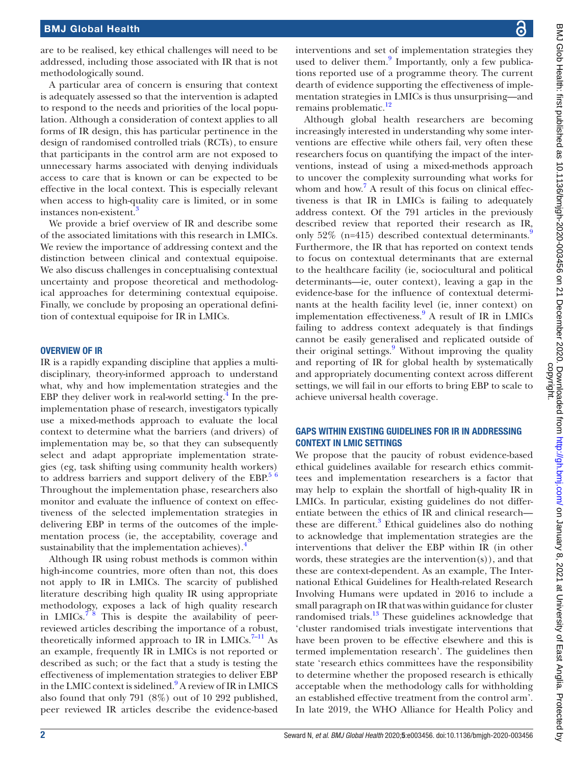are to be realised, key ethical challenges will need to be addressed, including those associated with IR that is not methodologically sound.

A particular area of concern is ensuring that context is adequately assessed so that the intervention is adapted to respond to the needs and priorities of the local population. Although a consideration of context applies to all forms of IR design, this has particular pertinence in the design of randomised controlled trials (RCTs), to ensure that participants in the control arm are not exposed to unnecessary harms associated with denying individuals access to care that is known or can be expected to be effective in the local context. This is especially relevant when access to high-quality care is limited, or in some instances non-existent.[3]

We provide a brief overview of IR and describe some of the associated limitations with this research in LMICs. We review the importance of addressing context and the distinction between clinical and contextual equipoise. We also discuss challenges in conceptualising contextual uncertainty and propose theoretical and methodological approaches for determining contextual equipoise. Finally, we conclude by proposing an operational definition of contextual equipoise for IR in LMICs.

## OVERVIEW OF IR

IR is a rapidly expanding discipline that applies a multidisciplinary, theory-informed approach to understand what, why and how implementation strategies and the EBP they deliver work in real-world setting.[4] In the pre-implementation phase of research, investigators typically use a mixed-methods approach to evaluate the local context to determine what the barriers (and drivers) of implementation may be, so that they can subsequently select and adapt appropriate implementation strategies (eg, task shifting using community health workers) to address barriers and support delivery of the EBP.[5 6] Throughout the implementation phase, researchers also monitor and evaluate the influence of context on effectiveness of the selected implementation strategies in delivering EBP in terms of the outcomes of the implementation process (ie, the acceptability, coverage and sustainability that the implementation achieves).[4]

Although IR using robust methods is common within high-income countries, more often than not, this does not apply to IR in LMICs. The scarcity of published literature describing high quality IR using appropriate methodology, exposes a lack of high quality research in LMICs.[7 8] This is despite the availability of peer-reviewed articles describing the importance of a robust, theoretically informed approach to IR in LMICs.[7–11] As an example, frequently IR in LMICs is not reported or described as such; or the fact that a study is testing the effectiveness of implementation strategies to deliver EBP in the LMIC context is sidelined.[9] A review of IR in LMICS also found that only 791 (8%) out of 10 292 published, peer reviewed IR articles describe the evidence-based interventions and set of implementation strategies they used to deliver them.[9] Importantly, only a few publications reported use of a programme theory. The current dearth of evidence supporting the effectiveness of implementation strategies in LMICs is thus unsurprising—and remains problematic.[12]

Although global health researchers are becoming increasingly interested in understanding why some interventions are effective while others fail, very often these researchers focus on quantifying the impact of the interventions, instead of using a mixed-methods approach to uncover the complexity surrounding what works for whom and how.[7] A result of this focus on clinical effectiveness is that IR in LMICs is failing to adequately address context. Of the 791 articles in the previously described review that reported their research as IR, only 52% (n=415) described contextual determinants.[9] Furthermore, the IR that has reported on context tends to focus on contextual determinants that are external to the healthcare facility (ie, sociocultural and political determinants—ie, outer context), leaving a gap in the evidence-base for the influence of contextual determinants at the health facility level (ie, inner context) on implementation effectiveness.[9] A result of IR in LMICs failing to address context adequately is that findings cannot be easily generalised and replicated outside of their original settings.[9] Without improving the quality and reporting of IR for global health by systematically and appropriately documenting context across different settings, we will fail in our efforts to bring EBP to scale to achieve universal health coverage.

## GAPS WITHIN EXISTING GUIDELINES FOR IR IN ADDRESSING CONTEXT IN LMIC SETTINGS

We propose that the paucity of robust evidence-based ethical guidelines available for research ethics committees and implementation researchers is a factor that may help to explain the shortfall of high-quality IR in LMICs. In particular, existing guidelines do not differentiate between the ethics of IR and clinical research—these are different.[3] Ethical guidelines also do nothing to acknowledge that implementation strategies are the interventions that deliver the EBP within IR (in other words, these strategies are the intervention(s)), and that these are context-dependent. As an example, The International Ethical Guidelines for Health-related Research Involving Humans were updated in 2016 to include a small paragraph on IR that was within guidance for cluster randomised trials.[13] These guidelines acknowledge that 'cluster randomised trials investigate interventions that have been proven to be effective elsewhere and this is termed implementation research'. The guidelines then state 'research ethics committees have the responsibility to determine whether the proposed research is ethically acceptable when the methodology calls for withholding an established effective treatment from the control arm'. In late 2019, the WHO Alliance for Health Policy and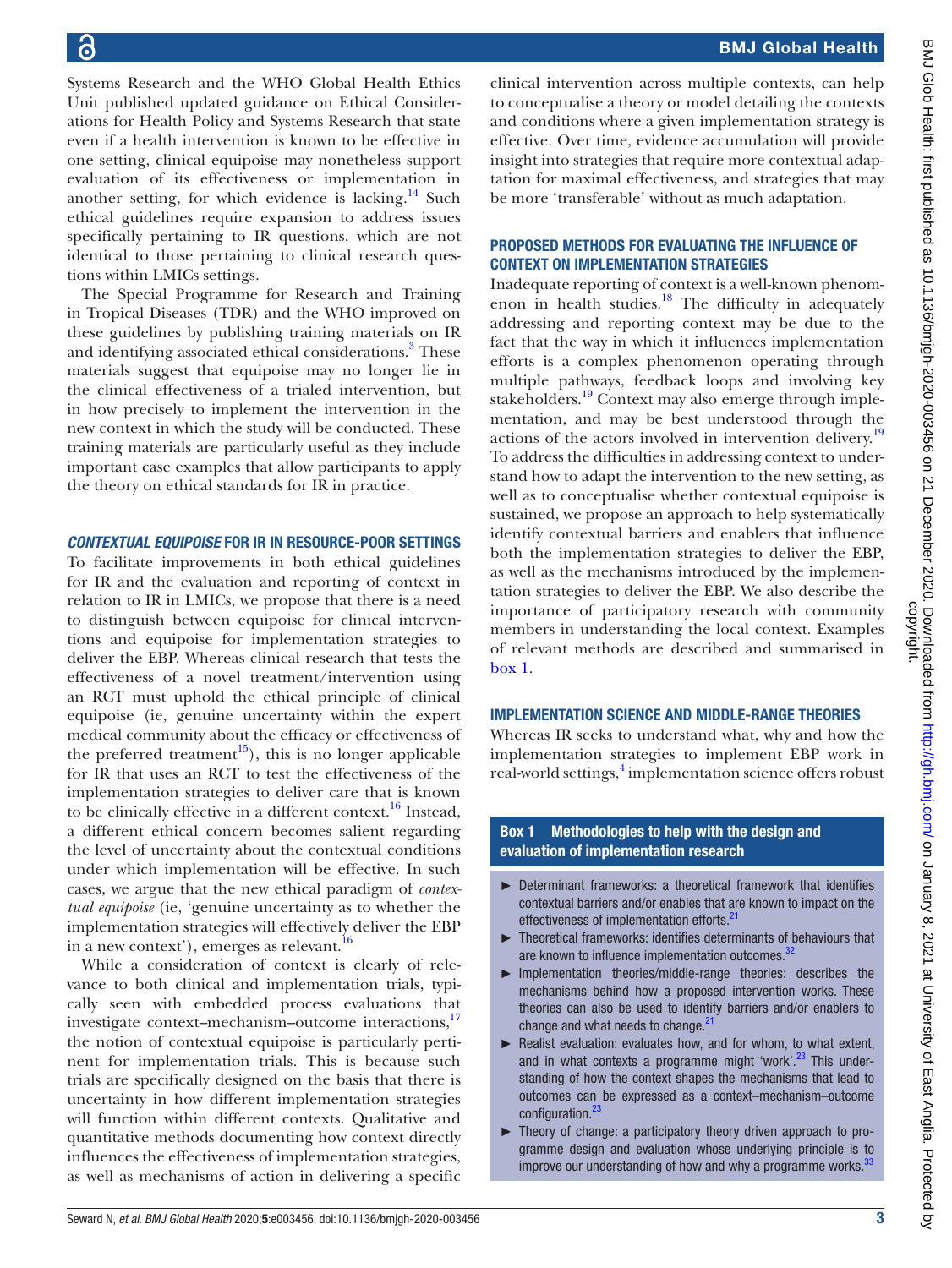Systems Research and the WHO Global Health Ethics Unit published updated guidance on Ethical Considerations for Health Policy and Systems Research that state even if a health intervention is known to be effective in one setting, clinical equipoise may nonetheless support evaluation of its effectiveness or implementation in another setting, for which evidence is lacking.[14] Such ethical guidelines require expansion to address issues specifically pertaining to IR questions, which are not identical to those pertaining to clinical research questions within LMICs settings.

The Special Programme for Research and Training in Tropical Diseases (TDR) and the WHO improved on these guidelines by publishing training materials on IR and identifying associated ethical considerations.[3] These materials suggest that equipoise may no longer lie in the clinical effectiveness of a trialed intervention, but in how precisely to implement the intervention in the new context in which the study will be conducted. These training materials are particularly useful as they include important case examples that allow participants to apply the theory on ethical standards for IR in practice.

## *CONTEXTUAL EQUIPOISE* FOR IR IN RESOURCE-POOR SETTINGS

To facilitate improvements in both ethical guidelines for IR and the evaluation and reporting of context in relation to IR in LMICs, we propose that there is a need to distinguish between equipoise for clinical interventions and equipoise for implementation strategies to deliver the EBP. Whereas clinical research that tests the effectiveness of a novel treatment/intervention using an RCT must uphold the ethical principle of clinical equipoise (ie, genuine uncertainty within the expert medical community about the efficacy or effectiveness of the preferred treatment[15]), this is no longer applicable for IR that uses an RCT to test the effectiveness of the implementation strategies to deliver care that is known to be clinically effective in a different context.[16] Instead, a different ethical concern becomes salient regarding the level of uncertainty about the contextual conditions under which implementation will be effective. In such cases, we argue that the new ethical paradigm of *contextual equipoise* (ie, 'genuine uncertainty as to whether the implementation strategies will effectively deliver the EBP in a new context'), emerges as relevant.[16]

While a consideration of context is clearly of relevance to both clinical and implementation trials, typically seen with embedded process evaluations that investigate context–mechanism–outcome interactions,[17] the notion of contextual equipoise is particularly pertinent for implementation trials. This is because such trials are specifically designed on the basis that there is uncertainty in how different implementation strategies will function within different contexts. Qualitative and quantitative methods documenting how context directly influences the effectiveness of implementation strategies, as well as mechanisms of action in delivering a specific clinical intervention across multiple contexts, can help to conceptualise a theory or model detailing the contexts and conditions where a given implementation strategy is effective. Over time, evidence accumulation will provide insight into strategies that require more contextual adaptation for maximal effectiveness, and strategies that may be more 'transferable' without as much adaptation.

## PROPOSED METHODS FOR EVALUATING THE INFLUENCE OF CONTEXT ON IMPLEMENTATION STRATEGIES

Inadequate reporting of context is a well-known phenomenon in health studies.[18] The difficulty in adequately addressing and reporting context may be due to the fact that the way in which it influences implementation efforts is a complex phenomenon operating through multiple pathways, feedback loops and involving key stakeholders.[19] Context may also emerge through implementation, and may be best understood through the actions of the actors involved in intervention delivery.[19] To address the difficulties in addressing context to understand how to adapt the intervention to the new setting, as well as to conceptualise whether contextual equipoise is sustained, we propose an approach to help systematically identify contextual barriers and enablers that influence both the implementation strategies to deliver the EBP, as well as the mechanisms introduced by the implementation strategies to deliver the EBP. We also describe the importance of participatory research with community members in understanding the local context. Examples of relevant methods are described and summarised in box 1.

## IMPLEMENTATION SCIENCE AND MIDDLE-RANGE THEORIES

Whereas IR seeks to understand what, why and how the implementation strategies to implement EBP work in real-world settings,[4] implementation science offers robust

**Box 1 Methodologies to help with the design and evaluation of implementation research**

- Determinant frameworks: a theoretical framework that identifies contextual barriers and/or enables that are known to impact on the effectiveness of implementation efforts.[21]
- Theoretical frameworks: identifies determinants of behaviours that are known to influence implementation outcomes.[32]
- Implementation theories/middle-range theories: describes the mechanisms behind how a proposed intervention works. These theories can also be used to identify barriers and/or enablers to change and what needs to change.[21]
- Realist evaluation: evaluates how, and for whom, to what extent, and in what contexts a programme might 'work'.[23] This understanding of how the context shapes the mechanisms that lead to outcomes can be expressed as a context–mechanism–outcome configuration.[23]
- Theory of change: a participatory theory driven approach to programme design and evaluation whose underlying principle is to improve our understanding of how and why a programme works.[33]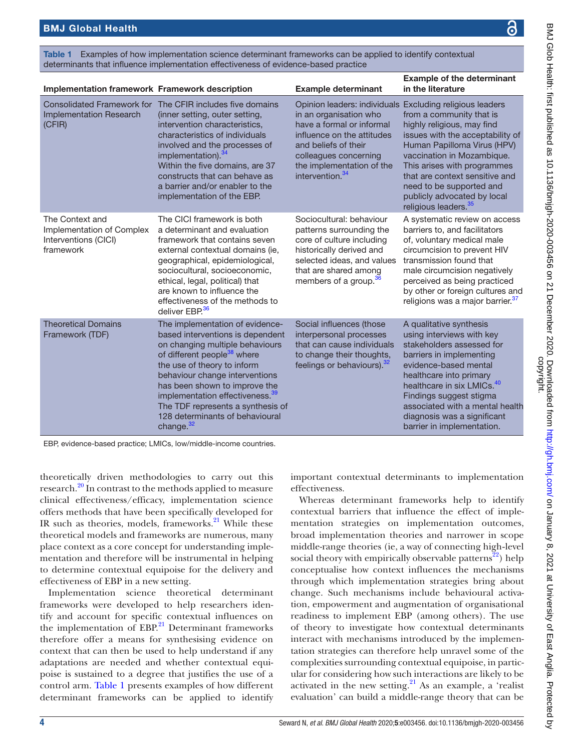**Table 1** Examples of how implementation science determinant frameworks can be applied to identify contextual determinants that influence implementation effectiveness of evidence-based practice

| Implementation framework | Framework description | Example determinant | Example of the determinant in the literature |
|---|---|---|---|
| Consolidated Framework for Implementation Research (CFIR) | The CFIR includes five domains (inner setting, outer setting, intervention characteristics, characteristics of individuals involved and the processes of implementation).[34] Within the five domains, are 37 constructs that can behave as a barrier and/or enabler to the implementation of the EBP. | Opinion leaders: individuals in an organisation who have a formal or informal influence on the attitudes and beliefs of their colleagues concerning the implementation of the intervention.[34] | Excluding religious leaders from a community that is highly religious, may find issues with the acceptability of Human Papilloma Virus (HPV) vaccination in Mozambique. This arises with programmes that are context sensitive and need to be supported and publicly advocated by local religious leaders.[35] |
| The Context and Implementation of Complex Interventions (CICI) framework | The CICI framework is both a determinant and evaluation framework that contains seven external contextual domains (ie, geographical, epidemiological, sociocultural, socioeconomic, ethical, legal, political) that are known to influence the effectiveness of the methods to deliver EBP.[36] | Sociocultural: behaviour patterns surrounding the core of culture including historically derived and selected ideas, and values that are shared among members of a group.[36] | A systematic review on access barriers to, and facilitators of, voluntary medical male circumcision to prevent HIV transmission found that male circumcision negatively perceived as being practiced by other or foreign cultures and religions was a major barrier.[37] |
| Theoretical Domains Framework (TDF) | The implementation of evidence-based interventions is dependent on changing multiple behaviours of different people[38] where the use of theory to inform behaviour change interventions has been shown to improve the implementation effectiveness.[39] The TDF represents a synthesis of 128 determinants of behavioural change.[32] | Social influences (those interpersonal processes that can cause individuals to change their thoughts, feelings or behaviours).[32] | A qualitative synthesis using interviews with key stakeholders assessed for barriers in implementing evidence-based mental healthcare into primary healthcare in six LMICs.[40] Findings suggest stigma associated with a mental health diagnosis was a significant barrier in implementation. |

EBP, evidence-based practice; LMICs, low/middle-income countries.

theoretically driven methodologies to carry out this research.[20] In contrast to the methods applied to measure clinical effectiveness/efficacy, implementation science offers methods that have been specifically developed for IR such as theories, models, frameworks.[21] While these theoretical models and frameworks are numerous, many place context as a core concept for understanding implementation and therefore will be instrumental in helping to determine contextual equipoise for the delivery and effectiveness of EBP in a new setting.

Implementation science theoretical determinant frameworks were developed to help researchers identify and account for specific contextual influences on the implementation of EBP.[21] Determinant frameworks therefore offer a means for synthesising evidence on context that can then be used to help understand if any adaptations are needed and whether contextual equipoise is sustained to a degree that justifies the use of a control arm. Table 1 presents examples of how different determinant frameworks can be applied to identify important contextual determinants to implementation effectiveness.

Whereas determinant frameworks help to identify contextual barriers that influence the effect of implementation strategies on implementation outcomes, broad implementation theories and narrower in scope middle-range theories (ie, a way of connecting high-level social theory with empirically observable patterns[22]) help conceptualise how context influences the mechanisms through which implementation strategies bring about change. Such mechanisms include behavioural activation, empowerment and augmentation of organisational readiness to implement EBP (among others). The use of theory to investigate how contextual determinants interact with mechanisms introduced by the implementation strategies can therefore help unravel some of the complexities surrounding contextual equipoise, in particular for considering how such interactions are likely to be activated in the new setting.[21] As an example, a 'realist evaluation' can build a middle-range theory that can be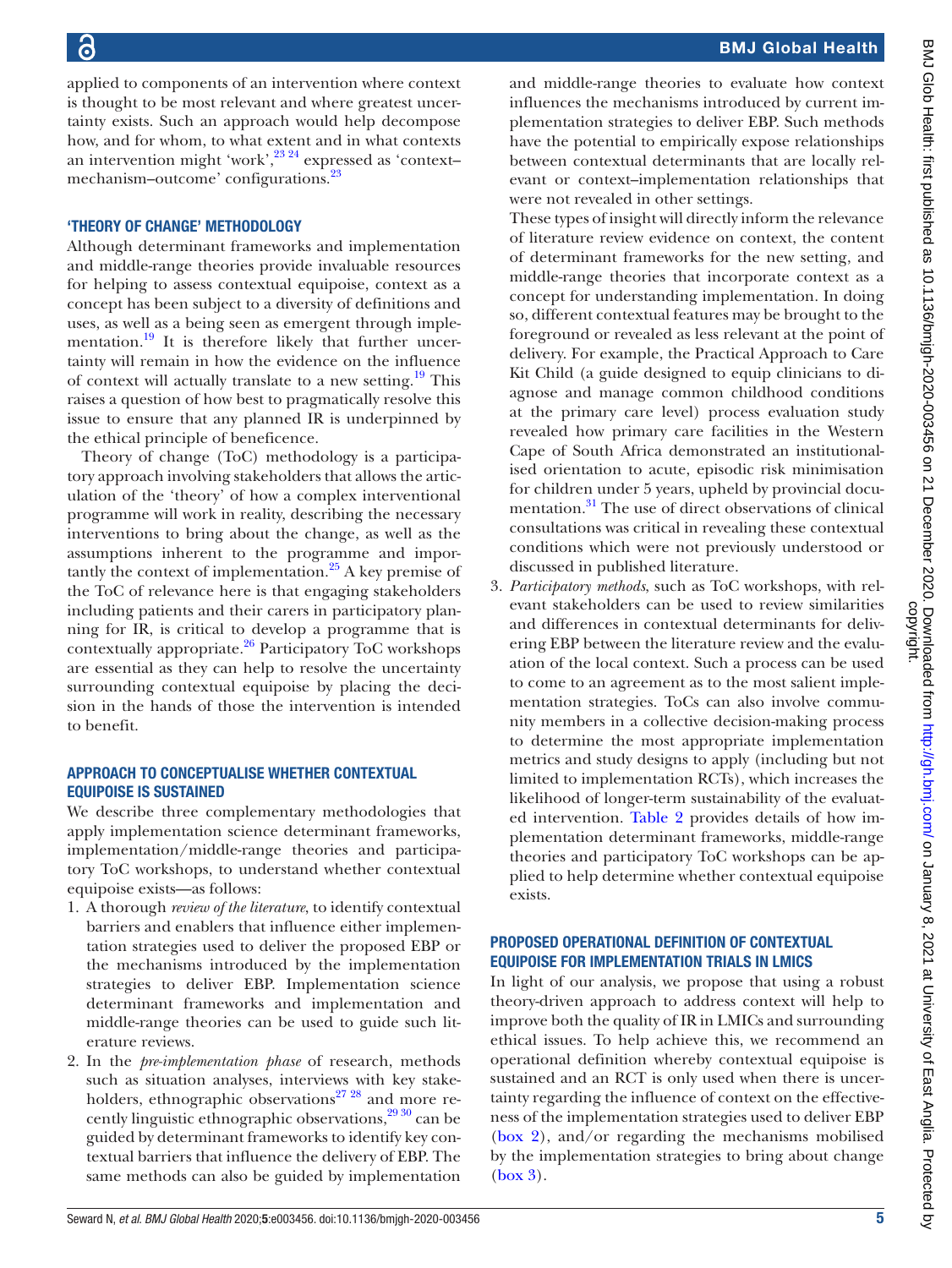applied to components of an intervention where context is thought to be most relevant and where greatest uncertainty exists. Such an approach would help decompose how, and for whom, to what extent and in what contexts an intervention might 'work',[23 24] expressed as 'context–mechanism–outcome' configurations.[23]

### 'THEORY OF CHANGE' METHODOLOGY

Although determinant frameworks and implementation and middle-range theories provide invaluable resources for helping to assess contextual equipoise, context as a concept has been subject to a diversity of definitions and uses, as well as a being seen as emergent through implementation.[19] It is therefore likely that further uncertainty will remain in how the evidence on the influence of context will actually translate to a new setting.[19] This raises a question of how best to pragmatically resolve this issue to ensure that any planned IR is underpinned by the ethical principle of beneficence.

Theory of change (ToC) methodology is a participatory approach involving stakeholders that allows the articulation of the 'theory' of how a complex interventional programme will work in reality, describing the necessary interventions to bring about the change, as well as the assumptions inherent to the programme and importantly the context of implementation.[25] A key premise of the ToC of relevance here is that engaging stakeholders including patients and their carers in participatory planning for IR, is critical to develop a programme that is contextually appropriate.[26] Participatory ToC workshops are essential as they can help to resolve the uncertainty surrounding contextual equipoise by placing the decision in the hands of those the intervention is intended to benefit.

### APPROACH TO CONCEPTUALISE WHETHER CONTEXTUAL EQUIPOISE IS SUSTAINED

We describe three complementary methodologies that apply implementation science determinant frameworks, implementation/middle-range theories and participatory ToC workshops, to understand whether contextual equipoise exists—as follows:

1. A thorough *review of the literature*, to identify contextual barriers and enablers that influence either implementation strategies used to deliver the proposed EBP or the mechanisms introduced by the implementation strategies to deliver EBP. Implementation science determinant frameworks and implementation and middle-range theories can be used to guide such literature reviews.
2. In the *pre-implementation phase* of research, methods such as situation analyses, interviews with key stakeholders, ethnographic observations[27 28] and more recently linguistic ethnographic observations,[29 30] can be guided by determinant frameworks to identify key contextual barriers that influence the delivery of EBP. The same methods can also be guided by implementation and middle-range theories to evaluate how context influences the mechanisms introduced by current implementation strategies to deliver EBP. Such methods have the potential to empirically expose relationships between contextual determinants that are locally relevant or context–implementation relationships that were not revealed in other settings.

   These types of insight will directly inform the relevance of literature review evidence on context, the content of determinant frameworks for the new setting, and middle-range theories that incorporate context as a concept for understanding implementation. In doing so, different contextual features may be brought to the foreground or revealed as less relevant at the point of delivery. For example, the Practical Approach to Care Kit Child (a guide designed to equip clinicians to diagnose and manage common childhood conditions at the primary care level) process evaluation study revealed how primary care facilities in the Western Cape of South Africa demonstrated an institutionalised orientation to acute, episodic risk minimisation for children under 5 years, upheld by provincial documentation.[31] The use of direct observations of clinical consultations was critical in revealing these contextual conditions which were not previously understood or discussed in published literature.
3. *Participatory methods*, such as ToC workshops, with relevant stakeholders can be used to review similarities and differences in contextual determinants for delivering EBP between the literature review and the evaluation of the local context. Such a process can be used to come to an agreement as to the most salient implementation strategies. ToCs can also involve community members in a collective decision-making process to determine the most appropriate implementation metrics and study designs to apply (including but not limited to implementation RCTs), which increases the likelihood of longer-term sustainability of the evaluated intervention. Table 2 provides details of how implementation determinant frameworks, middle-range theories and participatory ToC workshops can be applied to help determine whether contextual equipoise exists.

### PROPOSED OPERATIONAL DEFINITION OF CONTEXTUAL EQUIPOISE FOR IMPLEMENTATION TRIALS IN LMICS

In light of our analysis, we propose that using a robust theory-driven approach to address context will help to improve both the quality of IR in LMICs and surrounding ethical issues. To help achieve this, we recommend an operational definition whereby contextual equipoise is sustained and an RCT is only used when there is uncertainty regarding the influence of context on the effectiveness of the implementation strategies used to deliver EBP (box 2), and/or regarding the mechanisms mobilised by the implementation strategies to bring about change (box 3).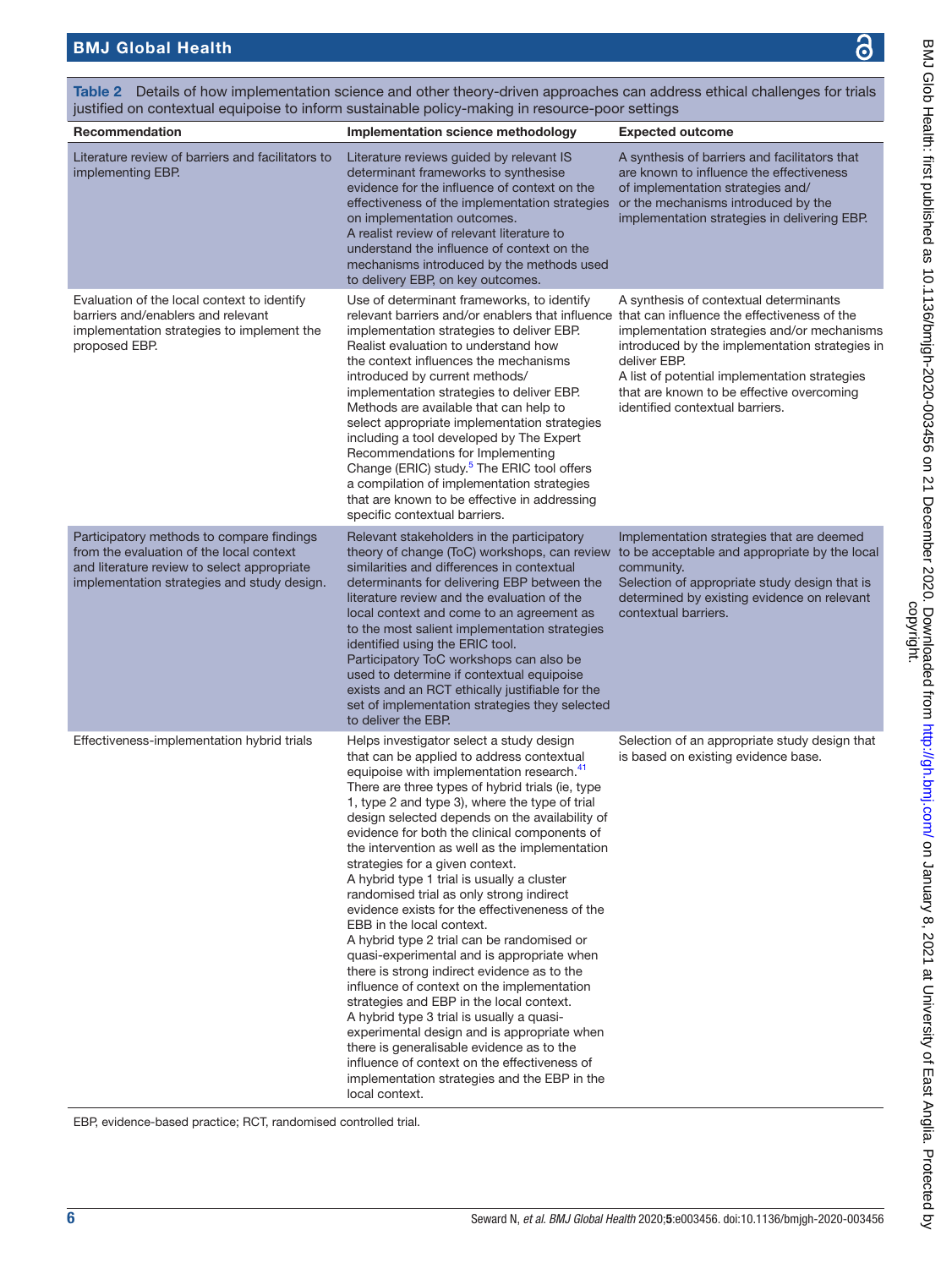**Table 2** Details of how implementation science and other theory-driven approaches can address ethical challenges for trials justified on contextual equipoise to inform sustainable policy-making in resource-poor settings

| Recommendation | Implementation science methodology | Expected outcome |
|---|---|---|
| Literature review of barriers and facilitators to implementing EBP. | Literature reviews guided by relevant IS determinant frameworks to synthesise evidence for the influence of context on the effectiveness of the implementation strategies on implementation outcomes. A realist review of relevant literature to understand the influence of context on the mechanisms introduced by the methods used to delivery EBP, on key outcomes. | A synthesis of barriers and facilitators that are known to influence the effectiveness of implementation strategies and/or the mechanisms introduced by the implementation strategies in delivering EBP. |
| Evaluation of the local context to identify barriers and/enablers and relevant implementation strategies to implement the proposed EBP. | Use of determinant frameworks, to identify relevant barriers and/or enablers that influence implementation strategies to deliver EBP. Realist evaluation to understand how the context influences the mechanisms introduced by current methods/ implementation strategies to deliver EBP. Methods are available that can help to select appropriate implementation strategies including a tool developed by The Expert Recommendations for Implementing Change (ERIC) study.[5] The ERIC tool offers a compilation of implementation strategies that are known to be effective in addressing specific contextual barriers. | A synthesis of contextual determinants that can influence the effectiveness of the implementation strategies and/or mechanisms introduced by the implementation strategies in deliver EBP. A list of potential implementation strategies that are known to be effective overcoming identified contextual barriers. |
| Participatory methods to compare findings from the evaluation of the local context and literature review to select appropriate implementation strategies and study design. | Relevant stakeholders in the participatory theory of change (ToC) workshops, can review similarities and differences in contextual determinants for delivering EBP between the literature review and the evaluation of the local context and come to an agreement as to the most salient implementation strategies identified using the ERIC tool. Participatory ToC workshops can also be used to determine if contextual equipoise exists and an RCT ethically justifiable for the set of implementation strategies they selected to deliver the EBP. | Implementation strategies that are deemed to be acceptable and appropriate by the local community. Selection of appropriate study design that is determined by existing evidence on relevant contextual barriers. |
| Effectiveness-implementation hybrid trials | Helps investigator select a study design that can be applied to address contextual equipoise with implementation research.[41] There are three types of hybrid trials (ie, type 1, type 2 and type 3), where the type of trial design selected depends on the availability of evidence for both the clinical components of the intervention as well as the implementation strategies for a given context. A hybrid type 1 trial is usually a cluster randomised trial as only strong indirect evidence exists for the effectiveness of the EBB in the local context. A hybrid type 2 trial can be randomised or quasi-experimental and is appropriate when there is strong indirect evidence as to the influence of context on the implementation strategies and EBP in the local context. A hybrid type 3 trial is usually a quasi-experimental design and is appropriate when there is generalisable evidence as to the influence of context on the effectiveness of implementation strategies and the EBP in the local context. | Selection of an appropriate study design that is based on existing evidence base. |

EBP, evidence-based practice; RCT, randomised controlled trial.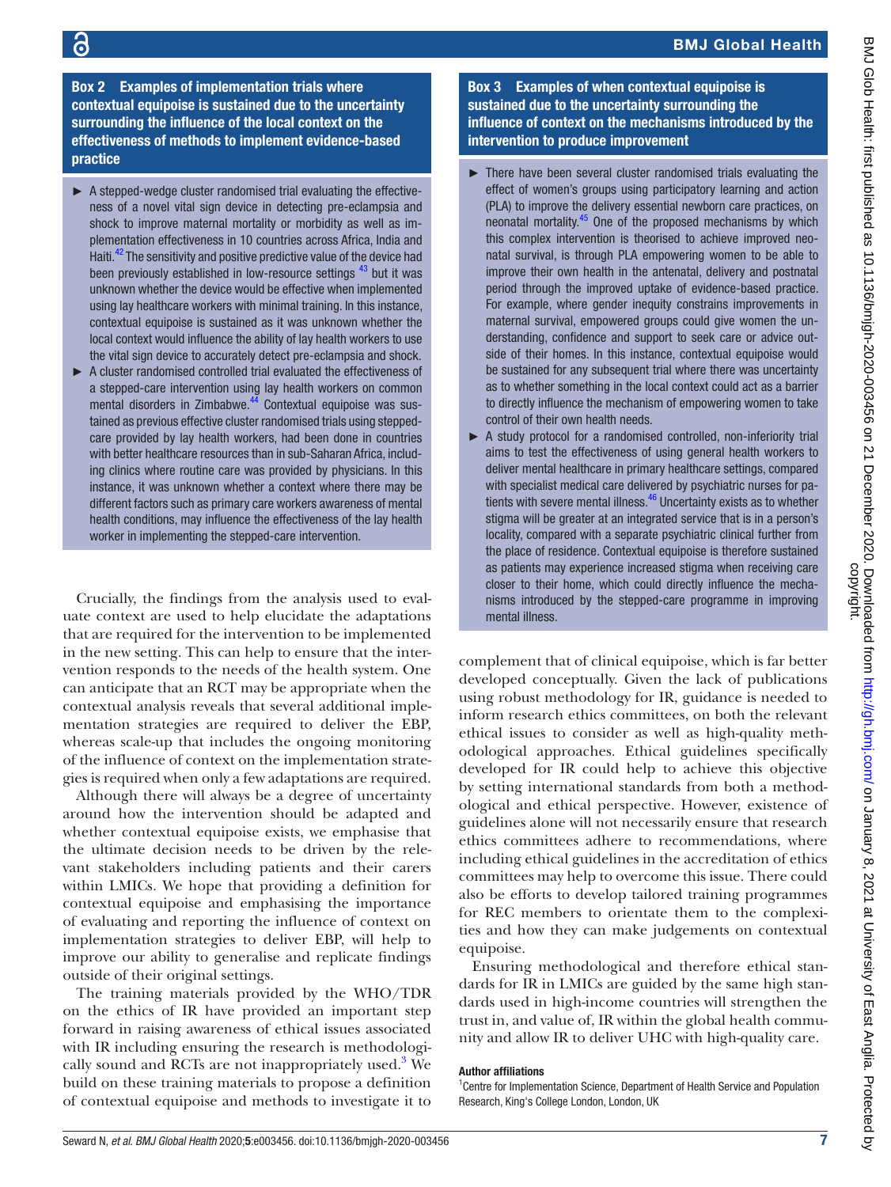**Box 2 Examples of implementation trials where contextual equipoise is sustained due to the uncertainty surrounding the influence of the local context on the effectiveness of methods to implement evidence-based practice**

- A stepped-wedge cluster randomised trial evaluating the effectiveness of a novel vital sign device in detecting pre-eclampsia and shock to improve maternal mortality or morbidity as well as implementation effectiveness in 10 countries across Africa, India and Haiti.[42] The sensitivity and positive predictive value of the device had been previously established in low-resource settings [43] but it was unknown whether the device would be effective when implemented using lay healthcare workers with minimal training. In this instance, contextual equipoise is sustained as it was unknown whether the local context would influence the ability of lay health workers to use the vital sign device to accurately detect pre-eclampsia and shock.
- A cluster randomised controlled trial evaluated the effectiveness of a stepped-care intervention using lay health workers on common mental disorders in Zimbabwe.[44] Contextual equipoise was sustained as previous effective cluster randomised trials using stepped-care provided by lay health workers, had been done in countries with better healthcare resources than in sub-Saharan Africa, including clinics where routine care was provided by physicians. In this instance, it was unknown whether a context where there may be different factors such as primary care workers awareness of mental health conditions, may influence the effectiveness of the lay health worker in implementing the stepped-care intervention.

Crucially, the findings from the analysis used to evaluate context are used to help elucidate the adaptations that are required for the intervention to be implemented in the new setting. This can help to ensure that the intervention responds to the needs of the health system. One can anticipate that an RCT may be appropriate when the contextual analysis reveals that several additional implementation strategies are required to deliver the EBP, whereas scale-up that includes the ongoing monitoring of the influence of context on the implementation strategies is required when only a few adaptations are required.

Although there will always be a degree of uncertainty around how the intervention should be adapted and whether contextual equipoise exists, we emphasise that the ultimate decision needs to be driven by the relevant stakeholders including patients and their carers within LMICs. We hope that providing a definition for contextual equipoise and emphasising the importance of evaluating and reporting the influence of context on implementation strategies to deliver EBP, will help to improve our ability to generalise and replicate findings outside of their original settings.

The training materials provided by the WHO/TDR on the ethics of IR have provided an important step forward in raising awareness of ethical issues associated with IR including ensuring the research is methodologically sound and RCTs are not inappropriately used.[3] We build on these training materials to propose a definition of contextual equipoise and methods to investigate it to complement that of clinical equipoise, which is far better developed conceptually. Given the lack of publications using robust methodology for IR, guidance is needed to inform research ethics committees, on both the relevant ethical issues to consider as well as high-quality methodological approaches. Ethical guidelines specifically developed for IR could help to achieve this objective by setting international standards from both a methodological and ethical perspective. However, existence of guidelines alone will not necessarily ensure that research ethics committees adhere to recommendations, where including ethical guidelines in the accreditation of ethics committees may help to overcome this issue. There could also be efforts to develop tailored training programmes for REC members to orientate them to the complexities and how they can make judgements on contextual equipoise.

**Box 3 Examples of when contextual equipoise is sustained due to the uncertainty surrounding the influence of context on the mechanisms introduced by the intervention to produce improvement**

- There have been several cluster randomised trials evaluating the effect of women's groups using participatory learning and action (PLA) to improve the delivery essential newborn care practices, on neonatal mortality.[45] One of the proposed mechanisms by which this complex intervention is theorised to achieve improved neonatal survival, is through PLA empowering women to be able to improve their own health in the antenatal, delivery and postnatal period through the improved uptake of evidence-based practice. For example, where gender inequity constrains improvements in maternal survival, empowered groups could give women the understanding, confidence and support to seek care or advice outside of their homes. In this instance, contextual equipoise would be sustained for any subsequent trial where there was uncertainty as to whether something in the local context could act as a barrier to directly influence the mechanism of empowering women to take control of their own health needs.
- A study protocol for a randomised controlled, non-inferiority trial aims to test the effectiveness of using general health workers to deliver mental healthcare in primary healthcare settings, compared with specialist medical care delivered by psychiatric nurses for patients with severe mental illness.[46] Uncertainty exists as to whether stigma will be greater at an integrated service that is in a person's locality, compared with a separate psychiatric clinical further from the place of residence. Contextual equipoise is therefore sustained as patients may experience increased stigma when receiving care closer to their home, which could directly influence the mechanisms introduced by the stepped-care programme in improving mental illness.

Ensuring methodological and therefore ethical standards for IR in LMICs are guided by the same high standards used in high-income countries will strengthen the trust in, and value of, IR within the global health community and allow IR to deliver UHC with high-quality care.

#### Author affiliations

[1]Centre for Implementation Science, Department of Health Service and Population Research, King's College London, London, UK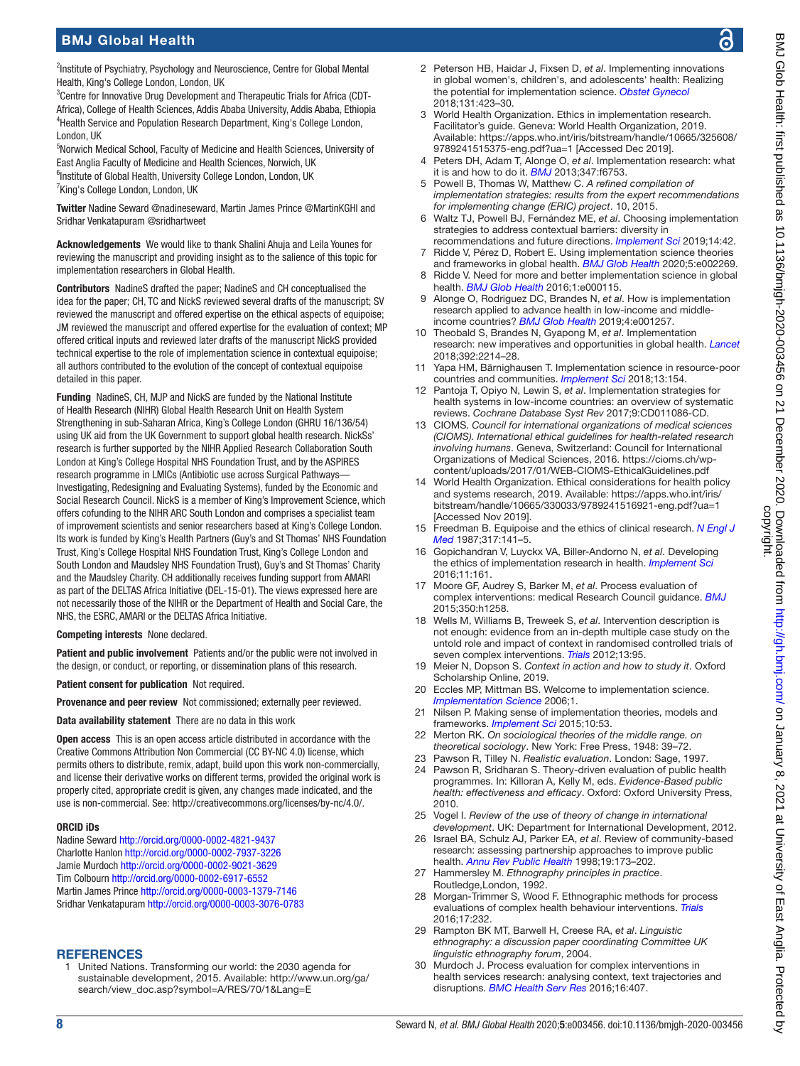[2]Institute of Psychiatry, Psychology and Neuroscience, Centre for Global Mental Health, King's College London, London, UK
[3]Centre for Innovative Drug Development and Therapeutic Trials for Africa (CDT-Africa), College of Health Sciences, Addis Ababa University, Addis Ababa, Ethiopia
[4]Health Service and Population Research Department, King's College London, London, UK
[5]Norwich Medical School, Faculty of Medicine and Health Sciences, University of East Anglia Faculty of Medicine and Health Sciences, Norwich, UK
[6]Institute of Global Health, University College London, London, UK
[7]King's College London, London, UK

**Twitter** Nadine Seward @nadineseward, Martin James Prince @MartinKGHI and Sridhar Venkatapuram @sridhartweet

**Acknowledgements** We would like to thank Shalini Ahuja and Leila Younes for reviewing the manuscript and providing insight as to the salience of this topic for implementation researchers in Global Health.

**Contributors** NadineS drafted the paper; NadineS and CH conceptualised the idea for the paper; CH, TC and NickS reviewed several drafts of the manuscript; SV reviewed the manuscript and offered expertise on the ethical aspects of equipoise; JM reviewed the manuscript and offered expertise for the evaluation of context; MP offered critical inputs and reviewed later drafts of the manuscript NickS provided technical expertise to the role of implementation science in contextual equipoise; all authors contributed to the evolution of the concept of contextual equipoise detailed in this paper.

**Funding** NadineS, CH, MJP and NickS are funded by the National Institute of Health Research (NIHR) Global Health Research Unit on Health System Strengthening in sub-Saharan Africa, King's College London (GHRU 16/136/54) using UK aid from the UK Government to support global health research. NickSs' research is further supported by the NIHR Applied Research Collaboration South London at King's College Hospital NHS Foundation Trust, and by the ASPIRES research programme in LMICs (Antibiotic use across Surgical Pathways—Investigating, Redesigning and Evaluating Systems), funded by the Economic and Social Research Council. NickS is a member of King's Improvement Science, which offers cofunding to the NIHR ARC South London and comprises a specialist team of improvement scientists and senior researchers based at King's College London. Its work is funded by King's Health Partners (Guy's and St Thomas' NHS Foundation Trust, King's College Hospital NHS Foundation Trust, King's College London and South London and Maudsley NHS Foundation Trust), Guy's and St Thomas' Charity and the Maudsley Charity. CH additionally receives funding support from AMARI as part of the DELTAS Africa Initiative (DEL-15-01). The views expressed here are not necessarily those of the NIHR or the Department of Health and Social Care, the NHS, the ESRC, AMARI or the DELTAS Africa Initiative.

**Competing interests** None declared.

**Patient and public involvement** Patients and/or the public were not involved in the design, or conduct, or reporting, or dissemination plans of this research.

**Patient consent for publication** Not required.

**Provenance and peer review** Not commissioned; externally peer reviewed.

**Data availability statement** There are no data in this work

**Open access** This is an open access article distributed in accordance with the Creative Commons Attribution Non Commercial (CC BY-NC 4.0) license, which permits others to distribute, remix, adapt, build upon this work non-commercially, and license their derivative works on different terms, provided the original work is properly cited, appropriate credit is given, any changes made indicated, and the use is non-commercial. See: http://creativecommons.org/licenses/by-nc/4.0/.

**ORCID iDs**
Nadine Seward http://orcid.org/0000-0002-4821-9437
Charlotte Hanlon http://orcid.org/0000-0002-7937-3226
Jamie Murdoch http://orcid.org/0000-0002-9021-3629
Tim Colbourn http://orcid.org/0000-0002-6917-6552
Martin James Prince http://orcid.org/0000-0003-1379-7146
Sridhar Venkatapuram http://orcid.org/0000-0003-3076-0783

## REFERENCES

1. United Nations. Transforming our world: the 2030 agenda for sustainable development, 2015. Available: http://www.un.org/ga/search/view_doc.asp?symbol=A/RES/70/1&Lang=E
2. Peterson HB, Haidar J, Fixsen D, *et al*. Implementing innovations in global women's, children's, and adolescents' health: Realizing the potential for implementation science. *Obstet Gynecol* 2018;131:423–30.
3. World Health Organization. Ethics in implementation research. Facilitator's guide. Geneva: World Health Organization, 2019. Available: https://apps.who.int/iris/bitstream/handle/10665/325608/9789241515375-eng.pdf?ua=1 [Accessed Dec 2019].
4. Peters DH, Adam T, Alonge O, *et al*. Implementation research: what it is and how to do it. *BMJ* 2013;347:f6753.
5. Powell B, Thomas W, Matthew C. *A refined compilation of implementation strategies: results from the expert recommendations for implementing change (ERIC) project*. 10, 2015.
6. Waltz TJ, Powell BJ, Fernández ME, *et al*. Choosing implementation strategies to address contextual barriers: diversity in recommendations and future directions. *Implement Sci* 2019;14:42.
7. Ridde V, Pérez D, Robert E. Using implementation science theories and frameworks in global health. *BMJ Glob Health* 2020;5:e002269.
8. Ridde V. Need for more and better implementation science in global health. *BMJ Glob Health* 2016;1:e000115.
9. Alonge O, Rodriguez DC, Brandes N, *et al*. How is implementation research applied to advance health in low-income and middle-income countries? *BMJ Glob Health* 2019;4:e001257.
10. Theobald S, Brandes N, Gyapong M, *et al*. Implementation research: new imperatives and opportunities in global health. *Lancet* 2018;392:2214–28.
11. Yapa HM, Bärnighausen T. Implementation science in resource-poor countries and communities. *Implement Sci* 2018;13:154.
12. Pantoja T, Opiyo N, Lewin S, *et al*. Implementation strategies for health systems in low-income countries: an overview of systematic reviews. *Cochrane Database Syst Rev* 2017;9:CD011086-CD.
13. CIOMS. *Council for international organizations of medical sciences (CIOMS). International ethical guidelines for health-related research involving humans*. Geneva, Switzerland: Council for International Organizations of Medical Sciences, 2016. https://cioms.ch/wp-content/uploads/2017/01/WEB-CIOMS-EthicalGuidelines.pdf
14. World Health Organization. Ethical considerations for health policy and systems research, 2019. Available: https://apps.who.int/iris/bitstream/handle/10665/330033/9789241516921-eng.pdf?ua=1 [Accessed Nov 2019].
15. Freedman B. Equipoise and the ethics of clinical research. *N Engl J Med* 1987;317:141–5.
16. Gopichandran V, Luyckx VA, Biller-Andorno N, *et al*. Developing the ethics of implementation research in health. *Implement Sci* 2016;11:161.
17. Moore GF, Audrey S, Barker M, *et al*. Process evaluation of complex interventions: medical Research Council guidance. *BMJ* 2015;350:h1258.
18. Wells M, Williams B, Treweek S, *et al*. Intervention description is not enough: evidence from an in-depth multiple case study on the untold role and impact of context in randomised controlled trials of seven complex interventions. *Trials* 2012;13:95.
19. Meier N, Dopson S. *Context in action and how to study it*. Oxford Scholarship Online, 2019.
20. Eccles MP, Mittman BS. Welcome to implementation science. *Implementation Science* 2006;1.
21. Nilsen P. Making sense of implementation theories, models and frameworks. *Implement Sci* 2015;10:53.
22. Merton RK. *On sociological theories of the middle range. on theoretical sociology*. New York: Free Press, 1948: 39–72.
23. Pawson R, Tilley N. *Realistic evaluation*. London: Sage, 1997.
24. Pawson R, Sridharan S. Theory-driven evaluation of public health programmes. In: Killoran A, Kelly M, eds. *Evidence-Based public health: effectiveness and efficacy*. Oxford: Oxford University Press, 2010.
25. Vogel I. *Review of the use of theory of change in international development*. UK: Department for International Development, 2012.
26. Israel BA, Schulz AJ, Parker EA, *et al*. Review of community-based research: assessing partnership approaches to improve public health. *Annu Rev Public Health* 1998;19:173–202.
27. Hammersley M. *Ethnography principles in practice*. Routledge,London, 1992.
28. Morgan-Trimmer S, Wood F. Ethnographic methods for process evaluations of complex health behaviour interventions. *Trials* 2016;17:232.
29. Rampton BK MT, Barwell H, Creese RA, *et al*. *Linguistic ethnography: a discussion paper coordinating Committee UK linguistic ethnography forum*, 2004.
30. Murdoch J. Process evaluation for complex interventions in health services research: analysing context, text trajectories and disruptions. *BMC Health Serv Res* 2016;16:407.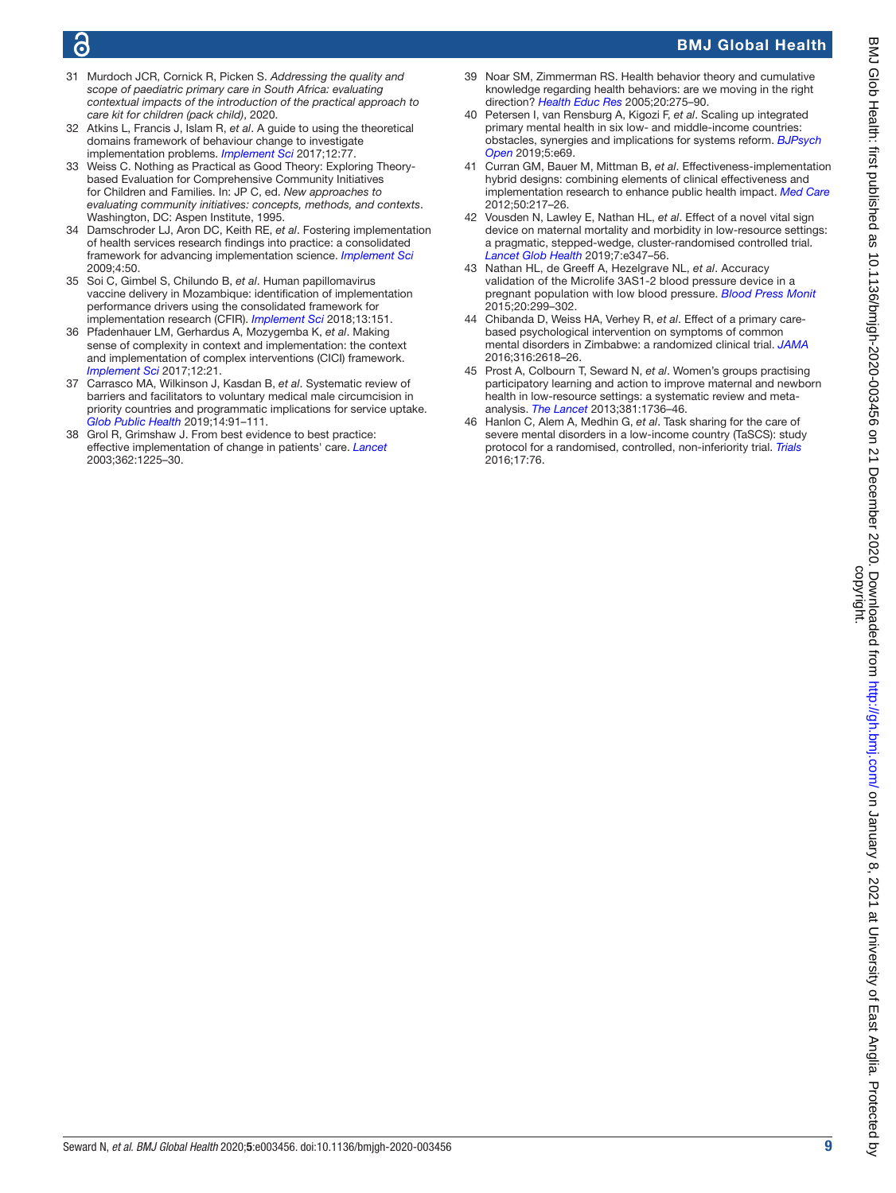31 Murdoch JCR, Cornick R, Picken S. *Addressing the quality and scope of paediatric primary care in South Africa: evaluating contextual impacts of the introduction of the practical approach to care kit for children (pack child)*, 2020.

32 Atkins L, Francis J, Islam R, *et al*. A guide to using the theoretical domains framework of behaviour change to investigate implementation problems. *Implement Sci* 2017;12:77.

33 Weiss C. Nothing as Practical as Good Theory: Exploring Theory-based Evaluation for Comprehensive Community Initiatives for Children and Families. In: JP C, ed. *New approaches to evaluating community initiatives: concepts, methods, and contexts*. Washington, DC: Aspen Institute, 1995.

34 Damschroder LJ, Aron DC, Keith RE, *et al*. Fostering implementation of health services research findings into practice: a consolidated framework for advancing implementation science. *Implement Sci* 2009;4:50.

35 Soi C, Gimbel S, Chilundo B, *et al*. Human papillomavirus vaccine delivery in Mozambique: identification of implementation performance drivers using the consolidated framework for implementation research (CFIR). *Implement Sci* 2018;13:151.

36 Pfadenhauer LM, Gerhardus A, Mozygemba K, *et al*. Making sense of complexity in context and implementation: the context and implementation of complex interventions (CICI) framework. *Implement Sci* 2017;12:21.

37 Carrasco MA, Wilkinson J, Kasdan B, *et al*. Systematic review of barriers and facilitators to voluntary medical male circumcision in priority countries and programmatic implications for service uptake. *Glob Public Health* 2019;14:91–111.

38 Grol R, Grimshaw J. From best evidence to best practice: effective implementation of change in patients' care. *Lancet* 2003;362:1225–30.

39 Noar SM, Zimmerman RS. Health behavior theory and cumulative knowledge regarding health behaviors: are we moving in the right direction? *Health Educ Res* 2005;20:275–90.

40 Petersen I, van Rensburg A, Kigozi F, *et al*. Scaling up integrated primary mental health in six low- and middle-income countries: obstacles, synergies and implications for systems reform. *BJPsych Open* 2019;5:e69.

41 Curran GM, Bauer M, Mittman B, *et al*. Effectiveness-implementation hybrid designs: combining elements of clinical effectiveness and implementation research to enhance public health impact. *Med Care* 2012;50:217–26.

42 Vousden N, Lawley E, Nathan HL, *et al*. Effect of a novel vital sign device on maternal mortality and morbidity in low-resource settings: a pragmatic, stepped-wedge, cluster-randomised controlled trial. *Lancet Glob Health* 2019;7:e347–56.

43 Nathan HL, de Greeff A, Hezelgrave NL, *et al*. Accuracy validation of the Microlife 3AS1-2 blood pressure device in a pregnant population with low blood pressure. *Blood Press Monit* 2015;20:299–302.

44 Chibanda D, Weiss HA, Verhey R, *et al*. Effect of a primary care-based psychological intervention on symptoms of common mental disorders in Zimbabwe: a randomized clinical trial. *JAMA* 2016;316:2618–26.

45 Prost A, Colbourn T, Seward N, *et al*. Women's groups practising participatory learning and action to improve maternal and newborn health in low-resource settings: a systematic review and meta-analysis. *The Lancet* 2013;381:1736–46.

46 Hanlon C, Alem A, Medhin G, *et al*. Task sharing for the care of severe mental disorders in a low-income country (TaSCS): study protocol for a randomised, controlled, non-inferiority trial. *Trials* 2016;17:76.